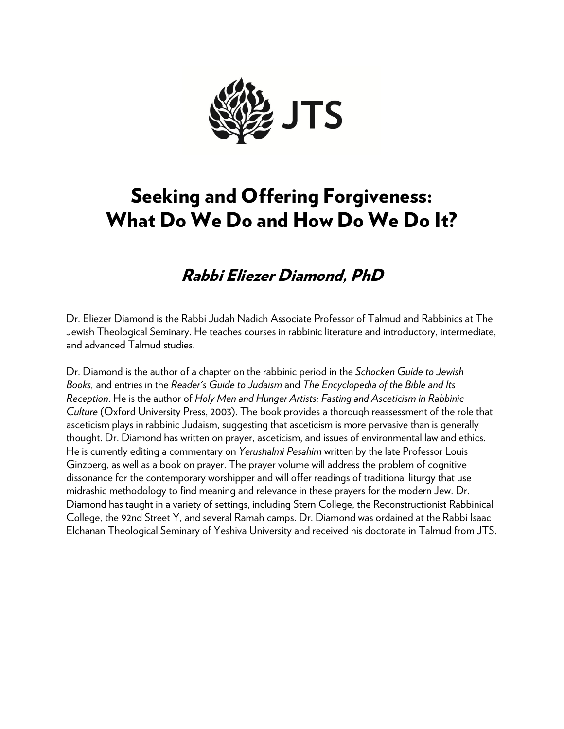JTS

# Seeking and Offering Forgiveness: What Do We Do and How Do We Do It?

## *Rabbi Eliezer Diamond, PhD*

Dr. Eliezer Diamond is the Rabbi Judah Nadich Associate Professor of Talmud and Rabbinics at The Jewish Theological Seminary. He teaches courses in rabbinic literature and introductory, intermediate, and advanced Talmud studies.

Dr. Diamond is the author of a chapter on the rabbinic period in the *Schocken Guide to Jewish Books,* and entries in the *Reader's Guide to Judaism* and *The Encyclopedia of the Bible and Its Reception*. He is the author of *Holy Men and Hunger Artists: Fasting and Asceticism in Rabbinic Culture* (Oxford University Press, 2003). The book provides a thorough reassessment of the role that asceticism plays in rabbinic Judaism, suggesting that asceticism is more pervasive than is generally thought. Dr. Diamond has written on prayer, asceticism, and issues of environmental law and ethics. He is currently editing a commentary on *Yerushalmi Pesahim* written by the late Professor Louis Ginzberg, as well as a book on prayer. The prayer volume will address the problem of cognitive dissonance for the contemporary worshipper and will offer readings of traditional liturgy that use midrashic methodology to find meaning and relevance in these prayers for the modern Jew. Dr. Diamond has taught in a variety of settings, including Stern College, the Reconstructionist Rabbinical College, the 92nd Street Y, and several Ramah camps. Dr. Diamond was ordained at the Rabbi Isaac Elchanan Theological Seminary of Yeshiva University and received his doctorate in Talmud from JTS.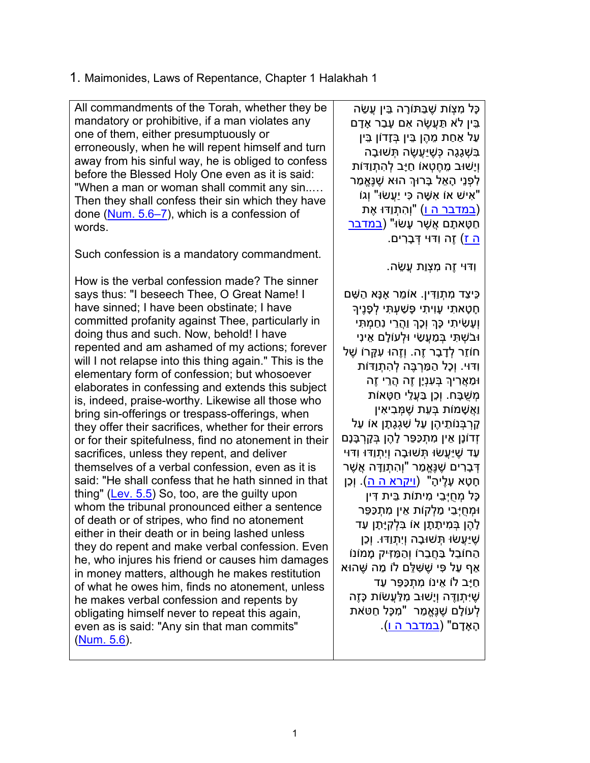1. Maimonides, Laws of Repentance, Chapter 1 Halakhah 1

| | |
|---|---|
| All commandments of the Torah, whether they be mandatory or prohibitive, if a man violates any one of them, either presumptuously or erroneously, when he will repent himself and turn away from his sinful way, he is obliged to confess before the Blessed Holy One even as it is said: "When a man or woman shall commit any sin..… Then they shall confess their sin which they have done (Num. 5.6–7), which is a confession of words.<br><br>Such confession is a mandatory commandment.<br><br>How is the verbal confession made? The sinner says thus: "I beseech Thee, O Great Name! I have sinned; I have been obstinate; I have committed profanity against Thee, particularly in doing thus and such. Now, behold! I have repented and am ashamed of my actions; forever will I not relapse into this thing again." This is the elementary form of confession; but whosoever elaborates in confessing and extends this subject is, indeed, praise-worthy. Likewise all those who bring sin-offerings or trespass-offerings, when they offer their sacrifices, whether for their errors or for their spitefulness, find no atonement in their sacrifices, unless they repent, and deliver themselves of a verbal confession, even as it is said: "He shall confess that he hath sinned in that thing" (Lev. 5.5) So, too, are the guilty upon whom the tribunal pronounced either a sentence of death or of stripes, who find no atonement either in their death or in being lashed unless they do repent and make verbal confession. Even he, who injures his friend or causes him damages in money matters, although he makes restitution of what he owes him, finds no atonement, unless he makes verbal confession and repents by obligating himself never to repeat this again, even as is said: "Any sin that man commits" (Num. 5.6). | כָּל מִצְוֹת שֶׁבַּתּוֹרָה בֵּין עֲשֵׂה בֵּין לֹא תַּעֲשֶׂה אִם עָבַר אָדָם עַל אַחַת מֵהֶן בֵּין בְּזָדוֹן בֵּין בִּשְׁגָגָה כְּשֶׁיַּעֲשֶׂה תְּשׁוּבָה וְיָשׁוּב מֵחֶטְאוֹ חַיָּב לְהִתְוַדּוֹת לִפְנֵי הָאֵל בָּרוּךְ הוּא שֶׁנֶּאֱמַר "אִישׁ אוֹ אִשָּׁה כִּי יַעֲשׂוּ" וְגוֹ' (במדבר ה ו) "וְהִתְוַדּוּ אֶת חַטָּאתָם אֲשֶׁר עָשׂוּ" (במדבר ה ז) זֶה וִדּוּי דְּבָרִים.<br><br>וִדּוּי זֶה מִצְוַת עֲשֵׂה.<br><br>כֵּיצַד מִתְוַדִּין. אוֹמֵר אָנָּא הַשֵּׁם חָטָאתִי עָוִיתִי פָּשַׁעְתִּי לְפָנֶיךָ וְעָשִׂיתִי כָּךְ וְכָךְ וַהֲרֵי נִחַמְתִּי וּבֹשְׁתִּי בְּמַעֲשַׂי וּלְעוֹלָם אֵינִי חוֹזֵר לְדָבָר זֶה. וְזֶהוּ עִקָּרוֹ שֶׁל וִדּוּי. וְכָל הַמַּרְבֶּה לְהִתְוַדּוֹת וּמַאֲרִיךְ בְּעִנְיָן זֶה הֲרֵי זֶה מְשֻׁבָּח. וְכֵן בַּעֲלֵי חַטָּאוֹת וַאֲשָׁמוֹת בְּעֵת שֶׁמְּבִיאִין קָרְבְּנוֹתֵיהֶן עַל שִׁגְגָתָן אוֹ עַל זְדוֹנָן אֵין מִתְכַּפֵּר לָהֶן בְּקָרְבָּנָם עַד שֶׁיַּעֲשׂוּ תְּשׁוּבָה וְיִתְוַדּוּ וִדּוּי דְּבָרִים שֶׁנֶּאֱמַר "וְהִתְוַדָּה אֲשֶׁר חָטָא עָלֶיהָ" (ויקרא ה ה). וְכֵן כָּל מְחֻיְּבֵי מִיתוֹת בֵּית דִּין וּמְחֻיְּבֵי מַלְקוֹת אֵין מִתְכַּפֵּר לָהֶן בְּמִיתָתָן אוֹ בִּלְקִיָּתָן עַד שֶׁיַּעֲשׂוּ תְּשׁוּבָה וְיִתְוַדּוּ. וְכֵן הַחוֹבֵל בַּחֲבֵרוֹ וְהַמַּזִּיק מָמוֹנוֹ אַף עַל פִּי שֶׁשִּׁלֵּם לוֹ מַה שֶּׁהוּא חַיָּב לוֹ אֵינוֹ מִתְכַּפֵּר עַד שֶׁיִּתְוַדֶּה וְיָשׁוּב מִלַּעֲשׂוֹת כָּזֶה לְעוֹלָם שֶׁנֶּאֱמַר "מִכָּל חַטֹּאת הָאָדָם" (במדבר ה ו). |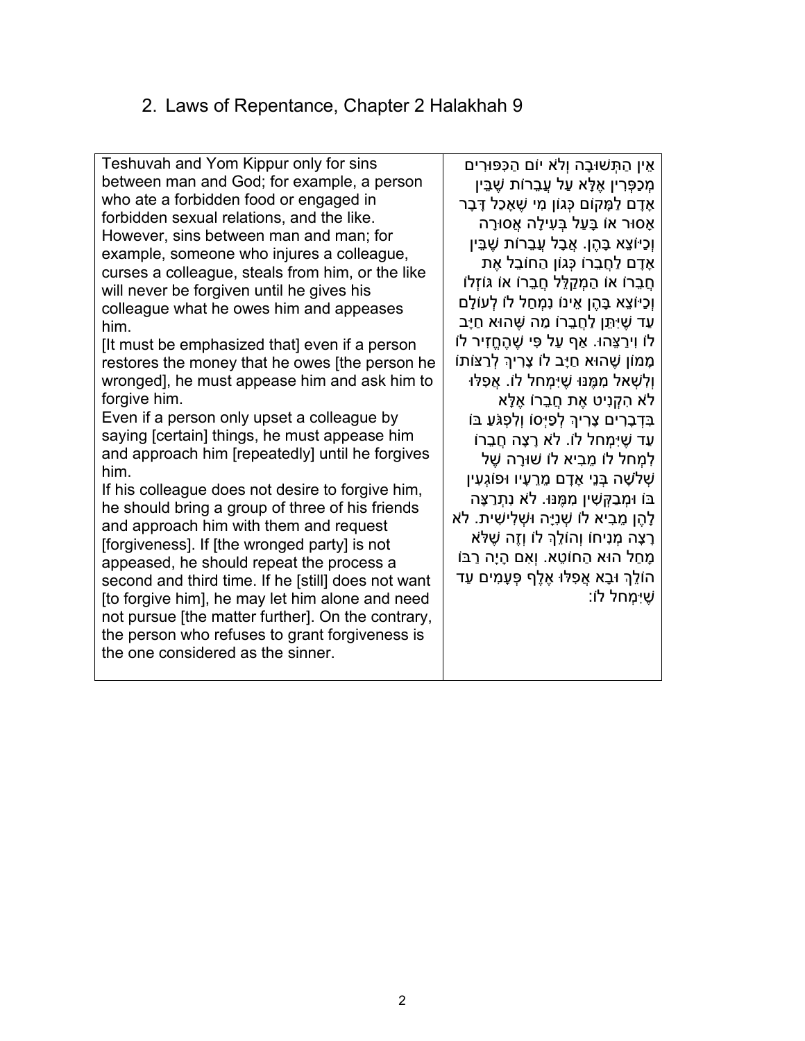## 2. Laws of Repentance, Chapter 2 Halakhah 9

| | |
|---|---|
| Teshuvah and Yom Kippur only for sins between man and God; for example, a person who ate a forbidden food or engaged in forbidden sexual relations, and the like. However, sins between man and man; for example, someone who injures a colleague, curses a colleague, steals from him, or the like will never be forgiven until he gives his colleague what he owes him and appeases him.<br>[It must be emphasized that] even if a person restores the money that he owes [the person he wronged], he must appease him and ask him to forgive him.<br>Even if a person only upset a colleague by saying [certain] things, he must appease him and approach him [repeatedly] until he forgives him.<br>If his colleague does not desire to forgive him, he should bring a group of three of his friends and approach him with them and request [forgiveness]. If [the wronged party] is not appeased, he should repeat the process a second and third time. If he [still] does not want [to forgive him], he may let him alone and need not pursue [the matter further]. On the contrary, the person who refuses to grant forgiveness is the one considered as the sinner. | אֵין הַתְּשׁוּבָה וְלֹא יוֹם הַכִּפּוּרִים מְכַפְּרִין אֶלָּא עַל עֲבֵרוֹת שֶׁבֵּין אָדָם לַמָּקוֹם כְּגוֹן מִי שֶׁאָכַל דָּבָר אָסוּר אוֹ בָּעַל בְּעִילָה אֲסוּרָה וְכַיּוֹצֵא בָּהֶן. אֲבָל עֲבֵרוֹת שֶׁבֵּין אָדָם לַחֲבֵרוֹ כְּגוֹן הַחוֹבֵל אֶת חֲבֵרוֹ אוֹ הַמְקַלֵּל חֲבֵרוֹ אוֹ גּוֹזְלוֹ וְכַיּוֹצֵא בָּהֶן אֵינוֹ נִמְחַל לוֹ לְעוֹלָם עַד שֶׁיִּתֵּן לַחֲבֵרוֹ מַה שֶּׁהוּא חַיָּב לוֹ וִירַצֵּהוּ. אַף עַל פִּי שֶׁהֶחֱזִיר לוֹ מָמוֹן שֶׁהוּא חַיָּב לוֹ צָרִיךְ לְרַצּוֹתוֹ וְלִשְׁאל מִמֶּנּוּ שֶׁיִּמְחל לוֹ. אֲפִלּוּ לֹא הִקְנִיט אֶת חֲבֵרוֹ אֶלָּא בִּדְבָרִים צָרִיךְ לְפַיְּסוֹ וְלִפְגֹּעַ בּוֹ עַד שֶׁיִּמְחל לוֹ. לֹא רָצָה חֲבֵרוֹ לִמְחל לוֹ מֵבִיא לוֹ שׁוּרָה שֶׁל שְׁלֹשָׁה בְּנֵי אָדָם מֵרֵעָיו וּפוֹגְעִין בּוֹ וּמְבַקְּשִׁין מִמֶּנּוּ. לֹא נִתְרַצָּה לָהֶן מֵבִיא לוֹ שְׁנִיָּה וּשְׁלִישִׁית. לֹא רָצָה מְנִיחוֹ וְהוֹלֵךְ לוֹ וְזֶה שֶׁלֹּא מָחַל הוּא הַחוֹטֵא. וְאִם הָיָה רַבּוֹ הוֹלֵךְ וּבָא אֲפִלּוּ אֶלֶף פְּעָמִים עַד שֶׁיִּמְחל לוֹ: |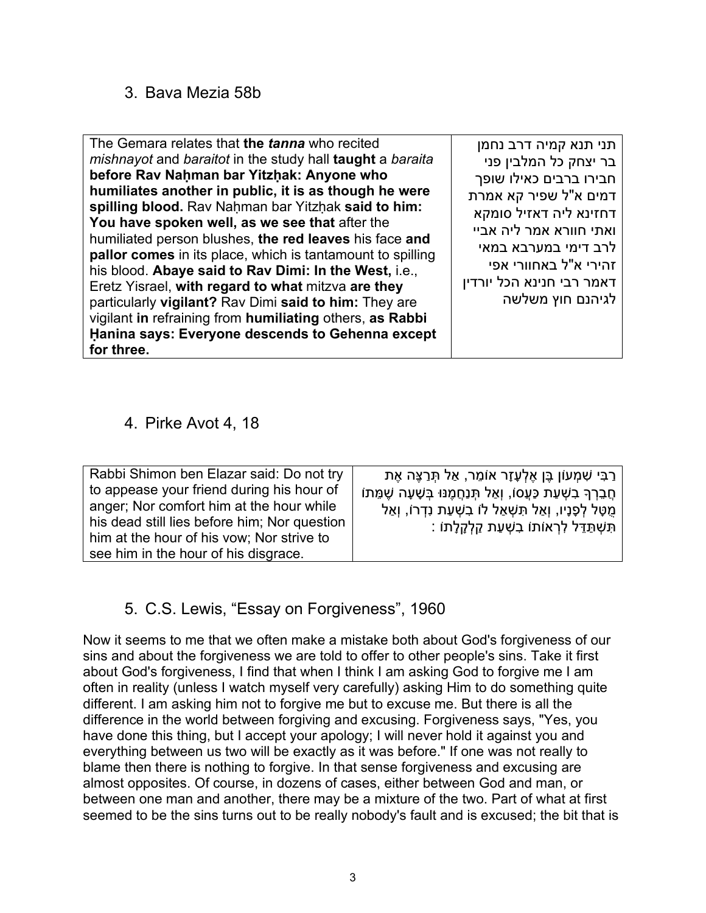## 3. Bava Mezia 58b

| | |
|---|---|
| The Gemara relates that **the *tanna*** who recited *mishnayot* and *baraitot* in the study hall **taught** a *baraita* **before Rav Naḥman bar Yitzḥak: Anyone who humiliates another in public, it is as though he were spilling blood.** Rav Naḥman bar Yitzḥak **said to him: You have spoken well, as we see that** after the humiliated person blushes, **the red leaves** his face **and pallor comes** in its place, which is tantamount to spilling his blood. **Abaye said to Rav Dimi: In the West,** i.e., Eretz Yisrael, **with regard to what** mitzva **are they** particularly **vigilant?** Rav Dimi **said to him:** They are vigilant **in** refraining from **humiliating** others, **as Rabbi Ḥanina says: Everyone descends to Gehenna except for three.** | תני תנא קמיה דרב נחמן בר יצחק כל המלבין פני חבירו ברבים כאילו שופך דמים א"ל שפיר קא אמרת דחזינא ליה דאזיל סומקא ואתי חוורא אמר ליה אביי לרב דימי במערבא במאי זהירי א"ל באחוורי אפי דאמר רבי חנינא הכל יורדין לגיהנם חוץ משלשה |

## 4. Pirke Avot 4, 18

| | |
|---|---|
| Rabbi Shimon ben Elazar said: Do not try to appease your friend during his hour of anger; Nor comfort him at the hour while his dead still lies before him; Nor question him at the hour of his vow; Nor strive to see him in the hour of his disgrace. | רַבִּי שִׁמְעוֹן בֶּן אֶלְעָזָר אוֹמֵר, אַל תְּרַצֶּה אֶת חֲבֵרְךָ בִּשְׁעַת כַּעֲסוֹ, וְאַל תְּנַחֲמֶנּוּ בְּשָׁעָה שֶׁמֵּתוֹ מֻטָּל לְפָנָיו, וְאַל תִּשְׁאַל לוֹ בִּשְׁעַת נִדְרוֹ, וְאַל תִּשְׁתַּדֵּל לִרְאוֹתוֹ בִּשְׁעַת קַלְקָלָתוֹ : |

## 5. C.S. Lewis, “Essay on Forgiveness”, 1960

Now it seems to me that we often make a mistake both about God's forgiveness of our sins and about the forgiveness we are told to offer to other people's sins. Take it first about God's forgiveness, I find that when I think I am asking God to forgive me I am often in reality (unless I watch myself very carefully) asking Him to do something quite different. I am asking him not to forgive me but to excuse me. But there is all the difference in the world between forgiving and excusing. Forgiveness says, "Yes, you have done this thing, but I accept your apology; I will never hold it against you and everything between us two will be exactly as it was before." If one was not really to blame then there is nothing to forgive. In that sense forgiveness and excusing are almost opposites. Of course, in dozens of cases, either between God and man, or between one man and another, there may be a mixture of the two. Part of what at first seemed to be the sins turns out to be really nobody's fault and is excused; the bit that is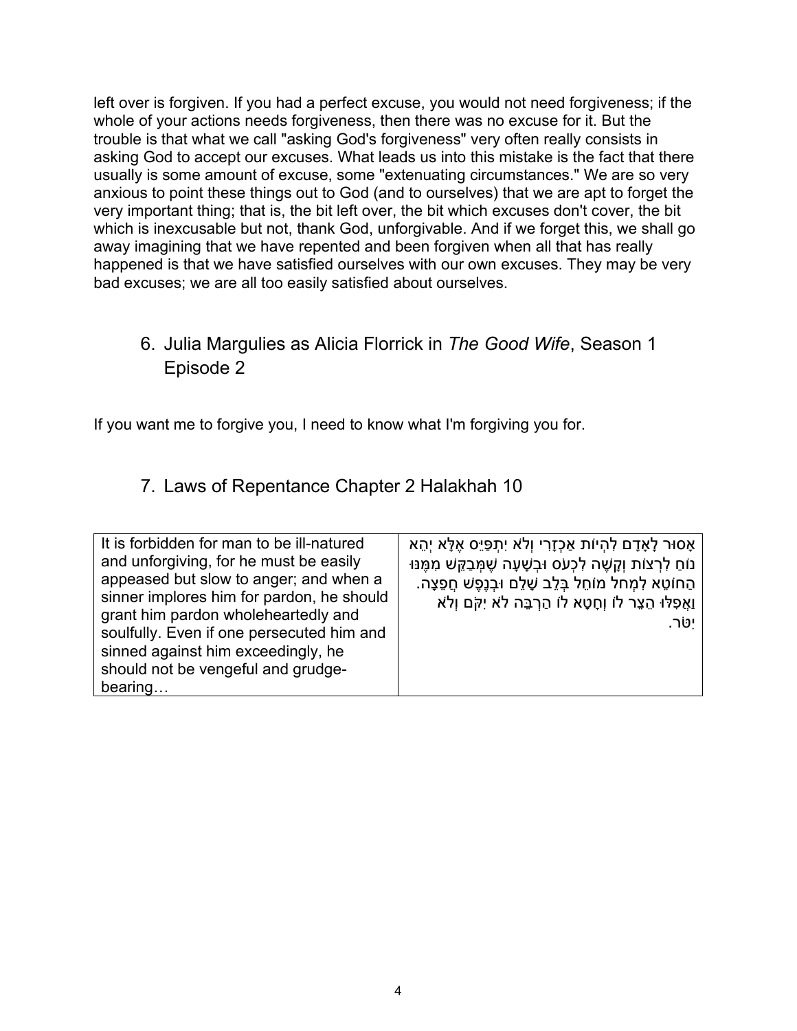left over is forgiven. If you had a perfect excuse, you would not need forgiveness; if the whole of your actions needs forgiveness, then there was no excuse for it. But the trouble is that what we call "asking God's forgiveness" very often really consists in asking God to accept our excuses. What leads us into this mistake is the fact that there usually is some amount of excuse, some "extenuating circumstances." We are so very anxious to point these things out to God (and to ourselves) that we are apt to forget the very important thing; that is, the bit left over, the bit which excuses don't cover, the bit which is inexcusable but not, thank God, unforgivable. And if we forget this, we shall go away imagining that we have repented and been forgiven when all that has really happened is that we have satisfied ourselves with our own excuses. They may be very bad excuses; we are all too easily satisfied about ourselves.

## 6. Julia Margulies as Alicia Florrick in *The Good Wife*, Season 1 Episode 2

If you want me to forgive you, I need to know what I'm forgiving you for.

## 7. Laws of Repentance Chapter 2 Halakhah 10

| It is forbidden for man to be ill-natured and unforgiving, for he must be easily appeased but slow to anger; and when a sinner implores him for pardon, he should grant him pardon wholeheartedly and soulfully. Even if one persecuted him and sinned against him exceedingly, he should not be vengeful and grudge-bearing… | אָסוּר לָאָדָם לִהְיוֹת אַכְזָרִי וְלֹא יִתְפַּיֵּס אֶלָּא יְהֵא נוֹחַ לִרְצוֹת וְקָשֶׁה לִכְעֹס וּבְשָׁעָה שֶׁמְּבַקֵּשׁ מִמֶּנּוּ הַחוֹטֵא לִמְחֹל מוֹחֵל בְּלֵב שָׁלֵם וּבְנֶפֶשׁ חֲפֵצָה. וַאֲפִלּוּ הֵצֵר לוֹ וְחָטָא לוֹ הַרְבֵּה לֹא יִקֹּם וְלֹא יִטֹּר. |
|---|---|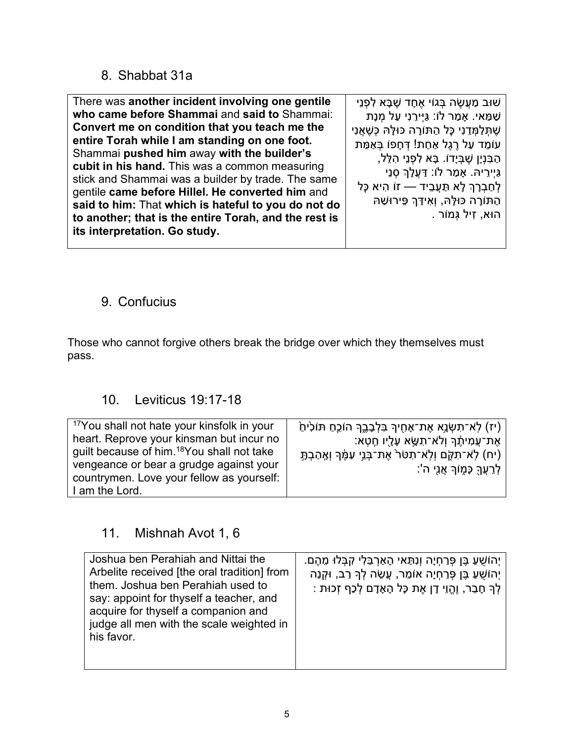## 8. Shabbat 31a

| | |
|---|---|
| There was **another incident involving one gentile who came before Shammai** and **said to** Shammai: **Convert me on condition that you teach me the entire Torah while I am standing on one foot.** Shammai **pushed him** away **with the builder's cubit in his hand.** This was a common measuring stick and Shammai was a builder by trade. The same gentile **came before Hillel. He converted him** and **said to him:** That **which is hateful to you do not do to another; that is the entire Torah, and the rest is its interpretation. Go study.** | שׁוּב מַעֲשֶׂה בְּגוֹי אֶחָד שֶׁבָּא לִפְנֵי שַׁמַּאי. אָמַר לוֹ: גַּיְּירֵנִי עַל מְנָת שֶׁתְּלַמְּדֵנִי כׇּל הַתּוֹרָה כּוּלָּהּ כְּשֶׁאֲנִי עוֹמֵד עַל רֶגֶל אַחַת! דְּחָפוֹ בְּאַמַּת הַבִּנְיָן שֶׁבְּיָדוֹ. בָּא לִפְנֵי הִלֵּל, גַּיְירֵיהּ. אָמַר לוֹ: דַּעֲלָךְ סְנֵי לְחַבְרָךְ לָא תַּעֲבֵיד — זוֹ הִיא כׇּל הַתּוֹרָה כּוּלָּהּ, וְאִידַּךְ פֵּירוּשָׁהּ הוּא, זִיל גְּמוֹר . |

## 9. Confucius

Those who cannot forgive others break the bridge over which they themselves must pass.

## 10. Leviticus 19:17-18

| | |
|---|---|
| [17]You shall not hate your kinsfolk in your heart. Reprove your kinsman but incur no guilt because of him.[18]You shall not take vengeance or bear a grudge against your countrymen. Love your fellow as yourself: I am the Lord. | (יז) לֹא־תִשְׂנָא אֶת־אָחִיךָ בִּלְבָבֶךָ הוֹכֵחַ תּוֹכִיחַ אֶת־עֲמִיתֶךָ וְלֹא־תִשָּׂא עָלָיו חֵטְא: (יח) לֹא־תִקֹּם וְלֹא־תִטֹּר אֶת־בְּנֵי עַמֶּךָ וְאָהַבְתָּ לְרֵעֲךָ כָּמוֹךָ אֲנִי ה': |

## 11. Mishnah Avot 1, 6

| | |
|---|---|
| Joshua ben Perahiah and Nittai the Arbelite received [the oral tradition] from them. Joshua ben Perahiah used to say: appoint for thyself a teacher, and acquire for thyself a companion and judge all men with the scale weighted in his favor. | יְהוֹשֻׁעַ בֶּן פְּרַחְיָה וְנִתַּאי הָאַרְבֵּלִי קִבְּלוּ מֵהֶם. יְהוֹשֻׁעַ בֶּן פְּרַחְיָה אוֹמֵר, עֲשֵׂה לְךָ רַב, וּקְנֵה לְךָ חָבֵר, וֶהֱוֵי דָן אֶת כָּל הָאָדָם לְכַף זְכוּת : |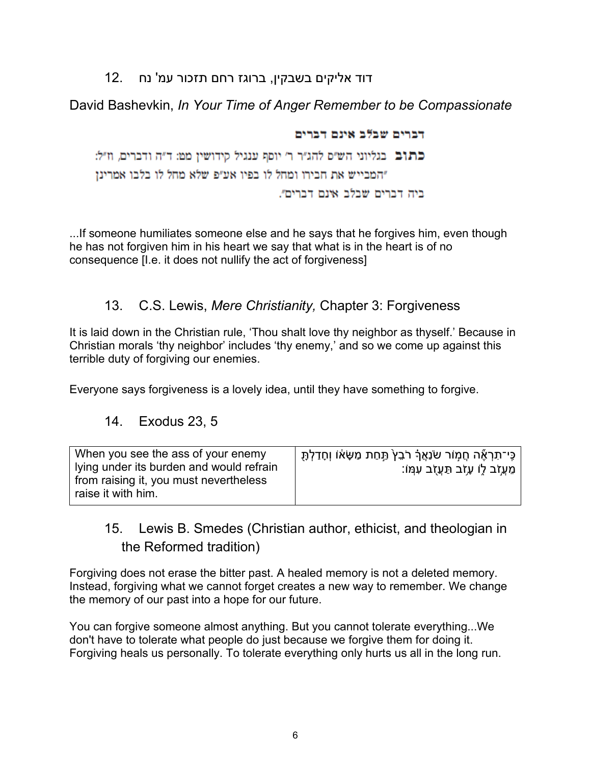12. דוד אליקים בשבקין, ברוגז רחם תזכור עמ' נח

David Bashevkin, *In Your Time of Anger Remember to be Compassionate*

**דברים שבלב אינם דברים**

**כתוב** בגליוני הש"ס להג"ר ר' יוסף ענגיל קידושין מט: ד"ה ודברים, וז"ל: "המבייש את חבירו ומחל לו בפיו אע"פ שלא מחל לו בלבו אמרינן ביה דברים שבלב אינם דברים".

...If someone humiliates someone else and he says that he forgives him, even though he has not forgiven him in his heart we say that what is in the heart is of no consequence [I.e. it does not nullify the act of forgiveness]

13. C.S. Lewis, *Mere Christianity,* Chapter 3: Forgiveness

It is laid down in the Christian rule, 'Thou shalt love thy neighbor as thyself.' Because in Christian morals 'thy neighbor' includes 'thy enemy,' and so we come up against this terrible duty of forgiving our enemies.

Everyone says forgiveness is a lovely idea, until they have something to forgive.

14. Exodus 23, 5

| When you see the ass of your enemy lying under its burden and would refrain from raising it, you must nevertheless raise it with him. | כִּֽי־תִרְאֶ֞ה חֲמ֣וֹר שֹׂנַאֲךָ֗ רֹבֵץ֙ תַּ֣חַת מַשָּׂא֔וֹ וְחָדַלְתָּ֖ מֵעֲזֹ֣ב ל֑וֹ עָזֹ֥ב תַּעֲזֹ֖ב עִמּֽוֹ׃ |
|---|---|

15. Lewis B. Smedes (Christian author, ethicist, and theologian in the Reformed tradition)

Forgiving does not erase the bitter past. A healed memory is not a deleted memory. Instead, forgiving what we cannot forget creates a new way to remember. We change the memory of our past into a hope for our future.

You can forgive someone almost anything. But you cannot tolerate everything...We don't have to tolerate what people do just because we forgive them for doing it. Forgiving heals us personally. To tolerate everything only hurts us all in the long run.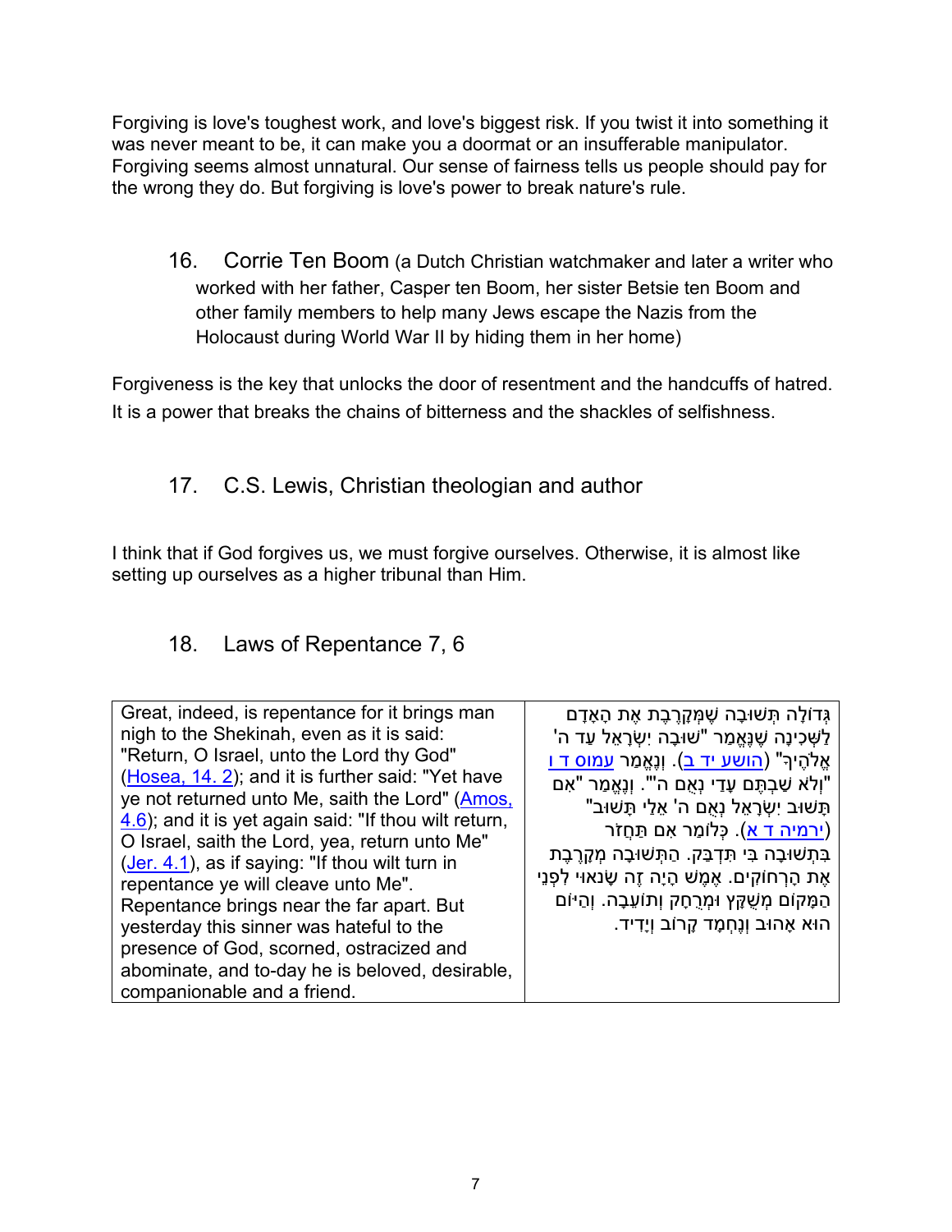Forgiving is love's toughest work, and love's biggest risk. If you twist it into something it was never meant to be, it can make you a doormat or an insufferable manipulator. Forgiving seems almost unnatural. Our sense of fairness tells us people should pay for the wrong they do. But forgiving is love's power to break nature's rule.

16. Corrie Ten Boom (a Dutch Christian watchmaker and later a writer who worked with her father, Casper ten Boom, her sister Betsie ten Boom and other family members to help many Jews escape the Nazis from the Holocaust during World War II by hiding them in her home)

Forgiveness is the key that unlocks the door of resentment and the handcuffs of hatred. It is a power that breaks the chains of bitterness and the shackles of selfishness.

17. C.S. Lewis, Christian theologian and author

I think that if God forgives us, we must forgive ourselves. Otherwise, it is almost like setting up ourselves as a higher tribunal than Him.

18. Laws of Repentance 7, 6

| | |
|---|---|
| Great, indeed, is repentance for it brings man nigh to the Shekinah, even as it is said: "Return, O Israel, unto the Lord thy God" (Hosea, 14. 2); and it is further said: "Yet have ye not returned unto Me, saith the Lord" (Amos, 4.6); and it is yet again said: "If thou wilt return, O Israel, saith the Lord, yea, return unto Me" (Jer. 4.1), as if saying: "If thou wilt turn in repentance ye will cleave unto Me". Repentance brings near the far apart. But yesterday this sinner was hateful to the presence of God, scorned, ostracized and abominate, and to-day he is beloved, desirable, companionable and a friend. | גְּדוֹלָה תְּשׁוּבָה שֶׁמְּקָרֶבֶת אֶת הָאָדָם לַשְּׁכִינָה שֶׁנֶּאֱמַר "שׁוּבָה יִשְׂרָאֵל עַד ה' אֱלֹהֶיךָ" (הושע יד ב). וְנֶאֱמַר עמוס ד ו "וְלֹא שַׁבְתֶּם עָדַי נְאֻם ה'". וְנֶאֱמַר "אִם תָּשׁוּב יִשְׂרָאֵל נְאֻם ה' אֵלַי תָּשׁוּב" (ירמיה ד א). כְּלוֹמַר אִם תַּחֲזֹר בִּתְשׁוּבָה בִּי תִּדְבַּק. הַתְּשׁוּבָה מְקָרֶבֶת אֶת הָרְחוֹקִים. אֶמֶשׁ הָיָה זֶה שָׂנאוּי לִפְנֵי הַמָּקוֹם מְשֻׁקָּץ וּמְרֻחָק וְתוֹעֵבָה. וְהַיּוֹם הוּא אָהוּב וְנֶחְמָד קָרוֹב וְיָדִיד. |